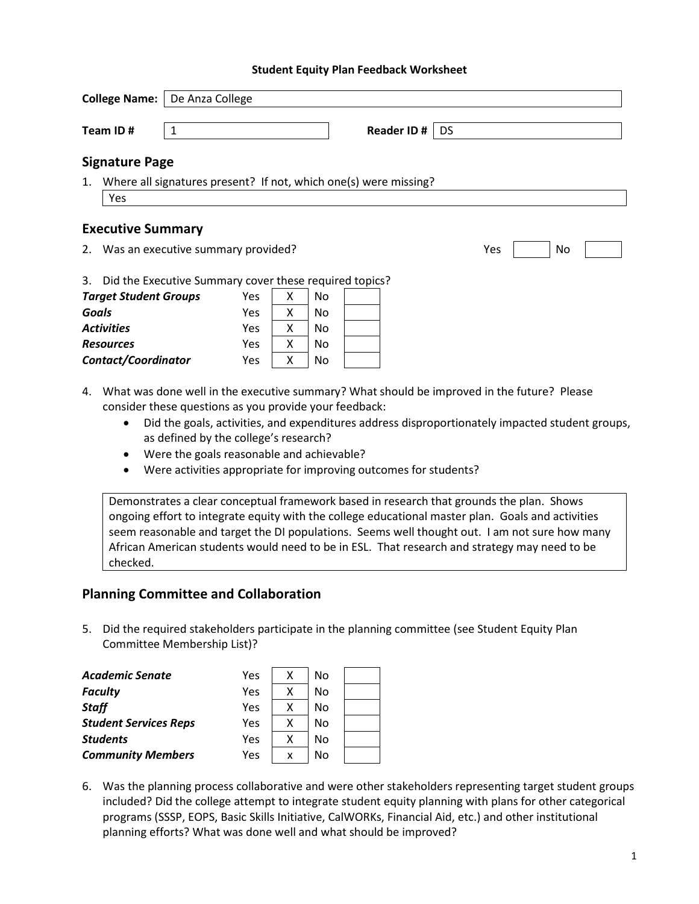**Student Equity Plan Feedback Worksheet**

| | | | |
|---|---|---|---|
| **College Name:** | De Anza College | | |
| **Team ID #** | 1 | **Reader ID #** | DS |

## Signature Page

1. Where all signatures present? If not, which one(s) were missing?

   Yes

## Executive Summary

2. Was an executive summary provided? Yes [ ] No [ ]

3. Did the Executive Summary cover these required topics?

| Topic | Yes | | No | |
|---|---|---|---|---|
| ***Target Student Groups*** | Yes | X | No | |
| ***Goals*** | Yes | X | No | |
| ***Activities*** | Yes | X | No | |
| ***Resources*** | Yes | X | No | |
| ***Contact/Coordinator*** | Yes | X | No | |

4. What was done well in the executive summary? What should be improved in the future? Please consider these questions as you provide your feedback:
   - Did the goals, activities, and expenditures address disproportionately impacted student groups, as defined by the college's research?
   - Were the goals reasonable and achievable?
   - Were activities appropriate for improving outcomes for students?

   Demonstrates a clear conceptual framework based in research that grounds the plan. Shows ongoing effort to integrate equity with the college educational master plan. Goals and activities seem reasonable and target the DI populations. Seems well thought out. I am not sure how many African American students would need to be in ESL. That research and strategy may need to be checked.

## Planning Committee and Collaboration

5. Did the required stakeholders participate in the planning committee (see Student Equity Plan Committee Membership List)?

| Stakeholder | Yes | | No | |
|---|---|---|---|---|
| ***Academic Senate*** | Yes | X | No | |
| ***Faculty*** | Yes | X | No | |
| ***Staff*** | Yes | X | No | |
| ***Student Services Reps*** | Yes | X | No | |
| ***Students*** | Yes | X | No | |
| ***Community Members*** | Yes | x | No | |

6. Was the planning process collaborative and were other stakeholders representing target student groups included? Did the college attempt to integrate student equity planning with plans for other categorical programs (SSSP, EOPS, Basic Skills Initiative, CalWORKs, Financial Aid, etc.) and other institutional planning efforts? What was done well and what should be improved?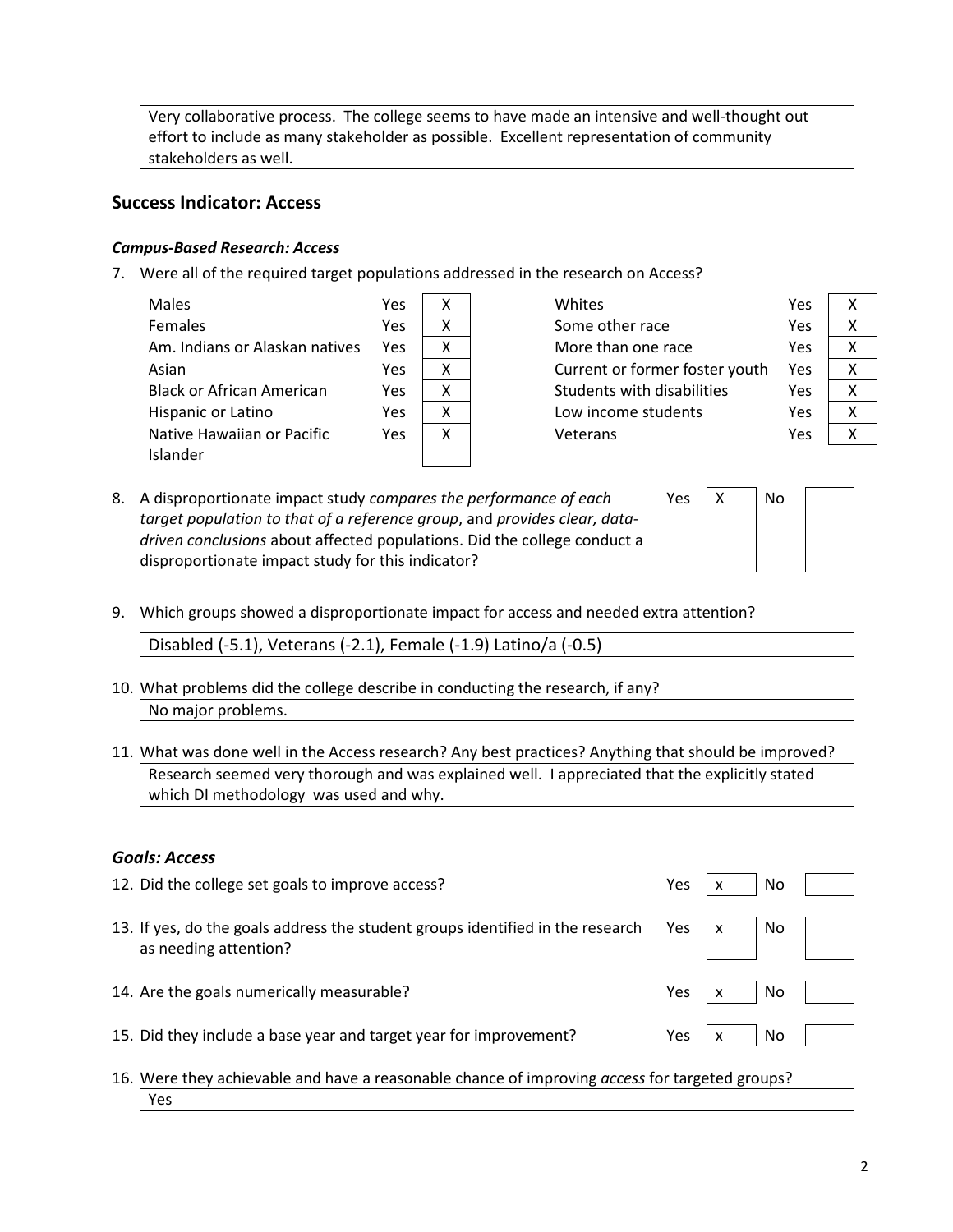Very collaborative process. The college seems to have made an intensive and well-thought out effort to include as many stakeholder as possible. Excellent representation of community stakeholders as well.

## Success Indicator: Access

### *Campus-Based Research: Access*

7. Were all of the required target populations addressed in the research on Access?

| Population | Yes | | Population | Yes | |
|---|---|---|---|---|---|
| Males | Yes | X | Whites | Yes | X |
| Females | Yes | X | Some other race | Yes | X |
| Am. Indians or Alaskan natives | Yes | X | More than one race | Yes | X |
| Asian | Yes | X | Current or former foster youth | Yes | X |
| Black or African American | Yes | X | Students with disabilities | Yes | X |
| Hispanic or Latino | Yes | X | Low income students | Yes | X |
| Native Hawaiian or Pacific Islander | Yes | X | Veterans | Yes | X |

8. A disproportionate impact study *compares the performance of each target population to that of a reference group*, and *provides clear, data-driven conclusions* about affected populations. Did the college conduct a disproportionate impact study for this indicator? Yes [X] No [ ]

9. Which groups showed a disproportionate impact for access and needed extra attention?

Disabled (-5.1), Veterans (-2.1), Female (-1.9) Latino/a (-0.5)

10. What problems did the college describe in conducting the research, if any?

No major problems.

11. What was done well in the Access research? Any best practices? Anything that should be improved?

Research seemed very thorough and was explained well. I appreciated that the explicitly stated which DI methodology was used and why.

### *Goals: Access*

12. Did the college set goals to improve access? Yes [x] No [ ]

13. If yes, do the goals address the student groups identified in the research as needing attention? Yes [x] No [ ]

14. Are the goals numerically measurable? Yes [x] No [ ]

15. Did they include a base year and target year for improvement? Yes [x] No [ ]

16. Were they achievable and have a reasonable chance of improving *access* for targeted groups?

Yes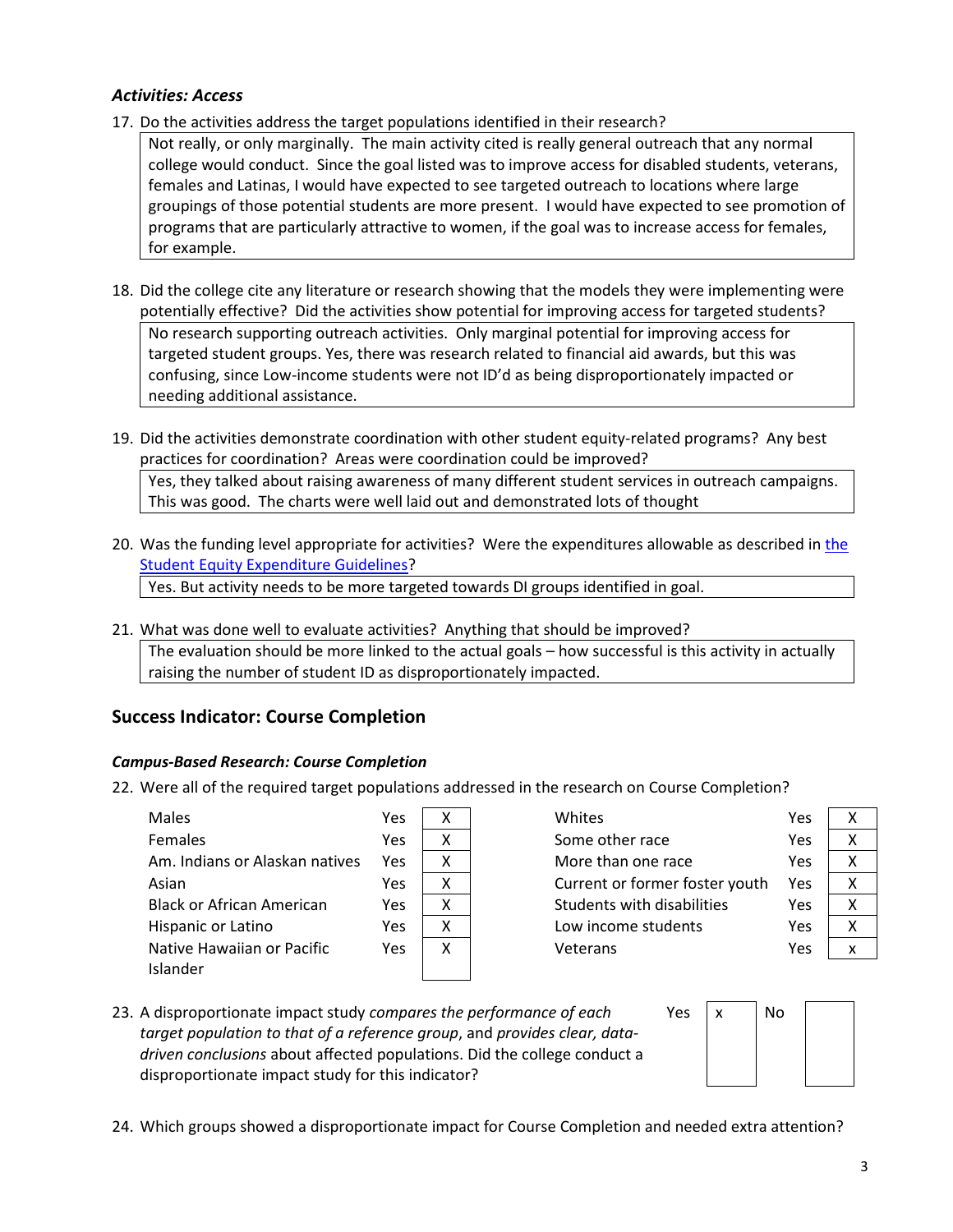### *Activities: Access*

17. Do the activities address the target populations identified in their research?

| Not really, or only marginally. The main activity cited is really general outreach that any normal college would conduct. Since the goal listed was to improve access for disabled students, veterans, females and Latinas, I would have expected to see targeted outreach to locations where large groupings of those potential students are more present. I would have expected to see promotion of programs that are particularly attractive to women, if the goal was to increase access for females, for example. |
|---|

18. Did the college cite any literature or research showing that the models they were implementing were potentially effective? Did the activities show potential for improving access for targeted students?

| No research supporting outreach activities. Only marginal potential for improving access for targeted student groups. Yes, there was research related to financial aid awards, but this was confusing, since Low-income students were not ID'd as being disproportionately impacted or needing additional assistance. |
|---|

19. Did the activities demonstrate coordination with other student equity-related programs? Any best practices for coordination? Areas were coordination could be improved?

| Yes, they talked about raising awareness of many different student services in outreach campaigns. This was good. The charts were well laid out and demonstrated lots of thought |
|---|

20. Was the funding level appropriate for activities? Were the expenditures allowable as described in the Student Equity Expenditure Guidelines?

| Yes. But activity needs to be more targeted towards DI groups identified in goal. |
|---|

21. What was done well to evaluate activities? Anything that should be improved?

| The evaluation should be more linked to the actual goals – how successful is this activity in actually raising the number of student ID as disproportionately impacted. |
|---|

## Success Indicator: Course Completion

### *Campus-Based Research: Course Completion*

22. Were all of the required target populations addressed in the research on Course Completion?

| Group | | | Group | | |
|---|---|---|---|---|---|
| Males | Yes | X | Whites | Yes | X |
| Females | Yes | X | Some other race | Yes | X |
| Am. Indians or Alaskan natives | Yes | X | More than one race | Yes | X |
| Asian | Yes | X | Current or former foster youth | Yes | X |
| Black or African American | Yes | X | Students with disabilities | Yes | X |
| Hispanic or Latino | Yes | X | Low income students | Yes | X |
| Native Hawaiian or Pacific Islander | Yes | X | Veterans | Yes | x |

23. A disproportionate impact study *compares the performance of each target population to that of a reference group*, and *provides clear, data-driven conclusions* about affected populations. Did the college conduct a disproportionate impact study for this indicator?

| Yes | x | No | |
|---|---|---|---|

24. Which groups showed a disproportionate impact for Course Completion and needed extra attention?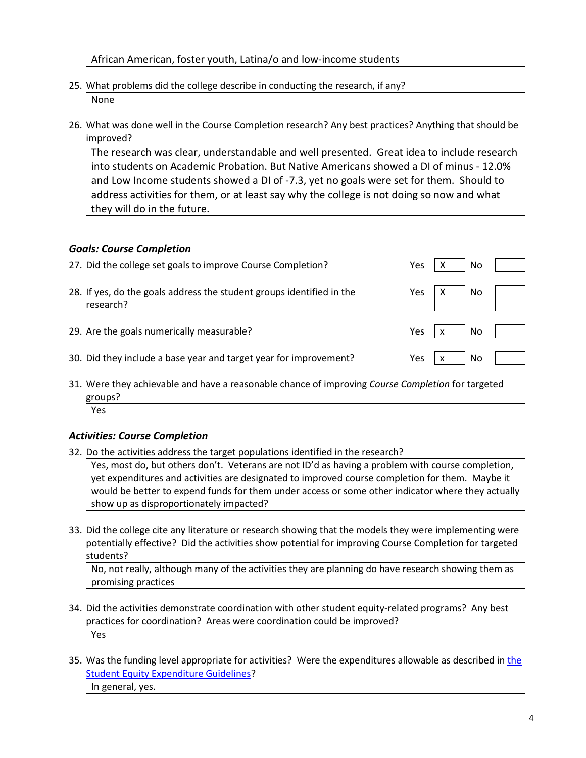African American, foster youth, Latina/o and low-income students

25. What problems did the college describe in conducting the research, if any?

None

26. What was done well in the Course Completion research? Any best practices? Anything that should be improved?

The research was clear, understandable and well presented. Great idea to include research into students on Academic Probation. But Native Americans showed a DI of minus - 12.0% and Low Income students showed a DI of -7.3, yet no goals were set for them. Should to address activities for them, or at least say why the college is not doing so now and what they will do in the future.

### *Goals: Course Completion*

| Question | Yes | | No | |
|---|---|---|---|---|
| 27. Did the college set goals to improve Course Completion? | Yes | X | No | |
| 28. If yes, do the goals address the student groups identified in the research? | Yes | X | No | |
| 29. Are the goals numerically measurable? | Yes | x | No | |
| 30. Did they include a base year and target year for improvement? | Yes | x | No | |

31. Were they achievable and have a reasonable chance of improving *Course Completion* for targeted groups?

Yes

### *Activities: Course Completion*

32. Do the activities address the target populations identified in the research?

Yes, most do, but others don't. Veterans are not ID'd as having a problem with course completion, yet expenditures and activities are designated to improved course completion for them. Maybe it would be better to expend funds for them under access or some other indicator where they actually show up as disproportionately impacted?

33. Did the college cite any literature or research showing that the models they were implementing were potentially effective? Did the activities show potential for improving Course Completion for targeted students?

No, not really, although many of the activities they are planning do have research showing them as promising practices

34. Did the activities demonstrate coordination with other student equity-related programs? Any best practices for coordination? Areas were coordination could be improved?

Yes

35. Was the funding level appropriate for activities? Were the expenditures allowable as described in the Student Equity Expenditure Guidelines?

In general, yes.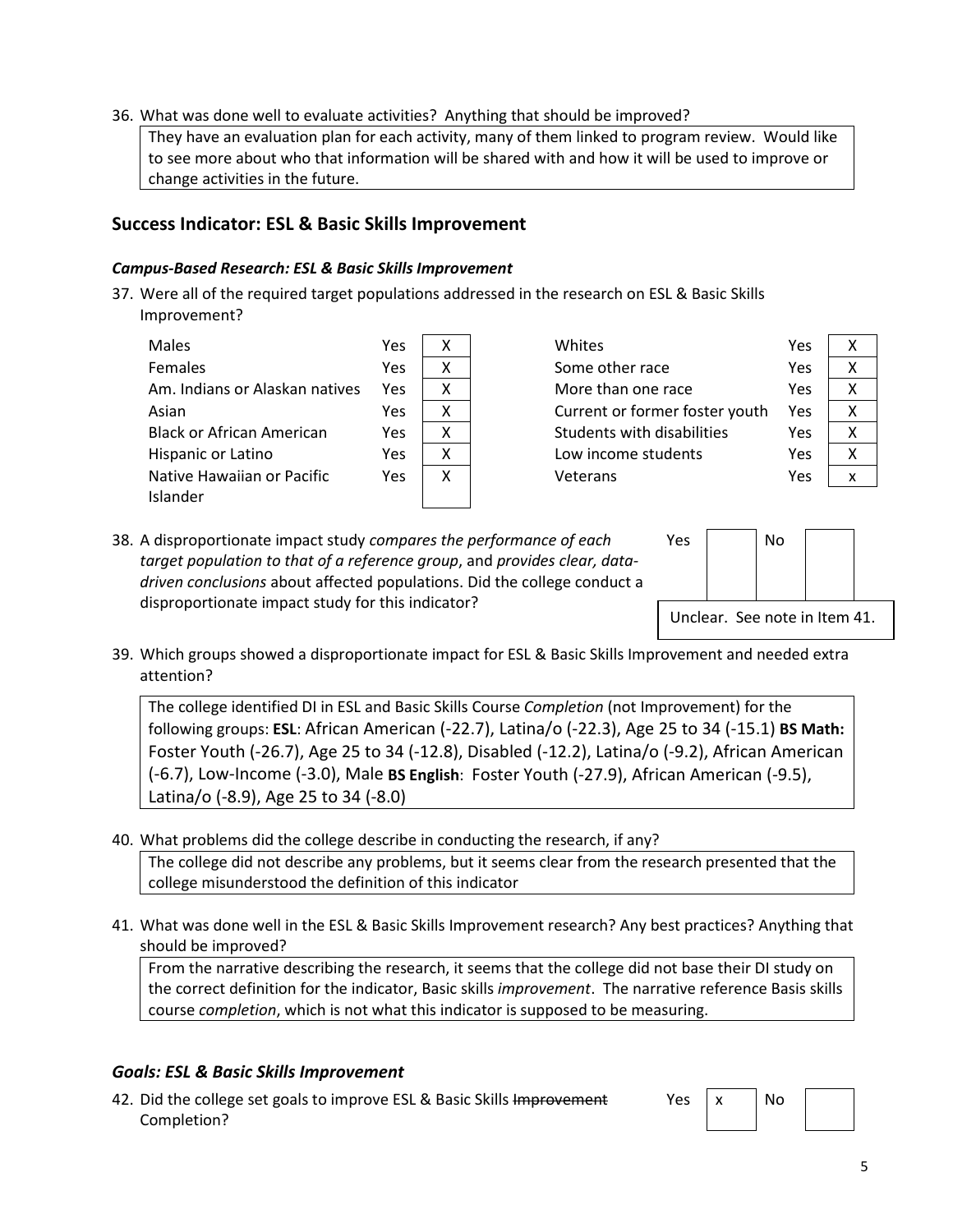36. What was done well to evaluate activities? Anything that should be improved?

They have an evaluation plan for each activity, many of them linked to program review. Would like to see more about who that information will be shared with and how it will be used to improve or change activities in the future.

## Success Indicator: ESL & Basic Skills Improvement

### *Campus-Based Research: ESL & Basic Skills Improvement*

37. Were all of the required target populations addressed in the research on ESL & Basic Skills Improvement?

| | | | | | |
|---|---|---|---|---|---|
| Males | Yes | X | Whites | Yes | X |
| Females | Yes | X | Some other race | Yes | X |
| Am. Indians or Alaskan natives | Yes | X | More than one race | Yes | X |
| Asian | Yes | X | Current or former foster youth | Yes | X |
| Black or African American | Yes | X | Students with disabilities | Yes | X |
| Hispanic or Latino | Yes | X | Low income students | Yes | X |
| Native Hawaiian or Pacific Islander | Yes | X | Veterans | Yes | x |

38. A disproportionate impact study *compares the performance of each target population to that of a reference group*, and *provides clear, data-driven conclusions* about affected populations. Did the college conduct a disproportionate impact study for this indicator?

| Yes | | No | |
|---|---|---|---|

Unclear. See note in Item 41.

39. Which groups showed a disproportionate impact for ESL & Basic Skills Improvement and needed extra attention?

The college identified DI in ESL and Basic Skills Course *Completion* (not Improvement) for the following groups: **ESL**: African American (-22.7), Latina/o (-22.3), Age 25 to 34 (-15.1) **BS Math:** Foster Youth (-26.7), Age 25 to 34 (-12.8), Disabled (-12.2), Latina/o (-9.2), African American (-6.7), Low-Income (-3.0), Male **BS English**: Foster Youth (-27.9), African American (-9.5), Latina/o (-8.9), Age 25 to 34 (-8.0)

40. What problems did the college describe in conducting the research, if any?

The college did not describe any problems, but it seems clear from the research presented that the college misunderstood the definition of this indicator

41. What was done well in the ESL & Basic Skills Improvement research? Any best practices? Anything that should be improved?

From the narrative describing the research, it seems that the college did not base their DI study on the correct definition for the indicator, Basic skills *improvement*. The narrative reference Basis skills course *completion*, which is not what this indicator is supposed to be measuring.

### *Goals: ESL & Basic Skills Improvement*

42. Did the college set goals to improve ESL & Basic Skills ~~Improvement~~ Completion?

| Yes | x | No | |
|---|---|---|---|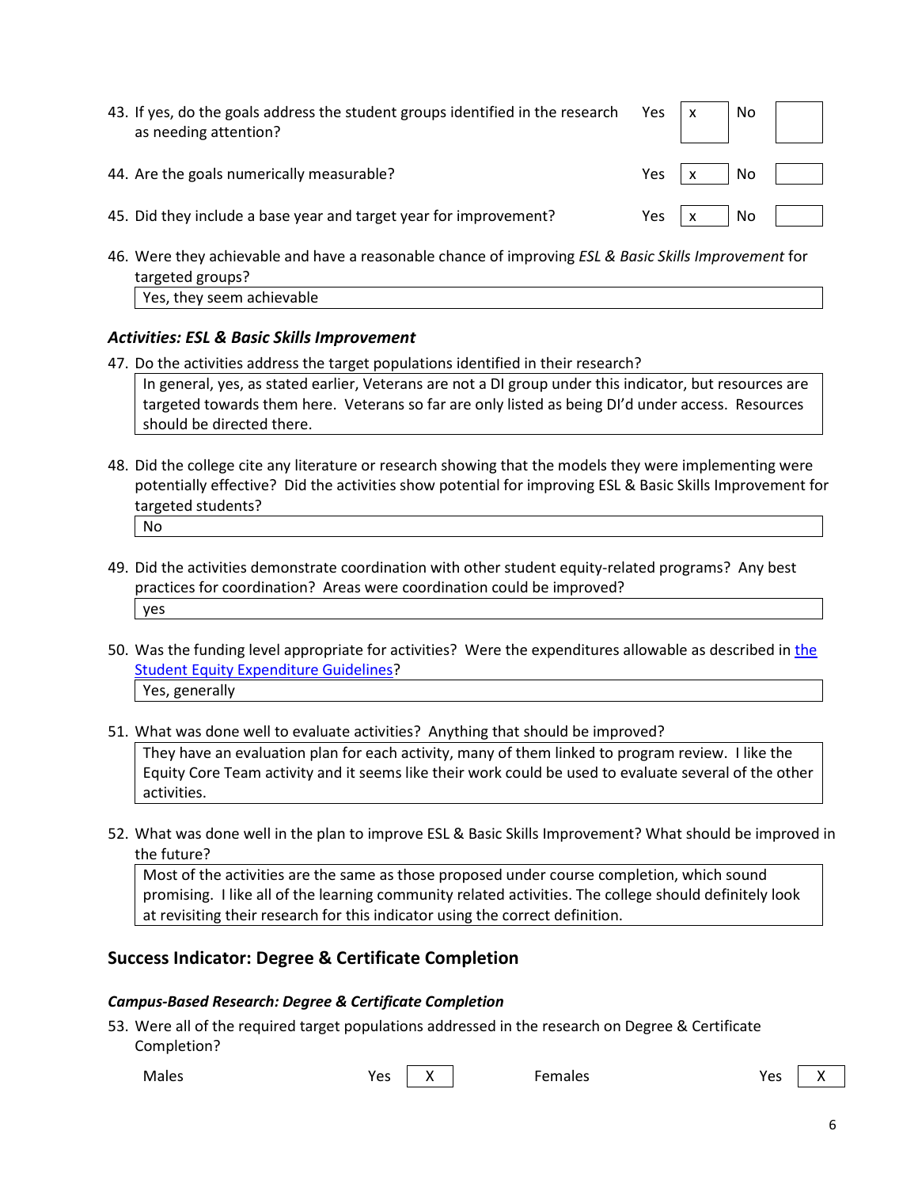43. If yes, do the goals address the student groups identified in the research as needing attention? Yes [x] No [ ]

44. Are the goals numerically measurable? Yes [x] No [ ]

45. Did they include a base year and target year for improvement? Yes [x] No [ ]

46. Were they achievable and have a reasonable chance of improving *ESL & Basic Skills Improvement* for targeted groups?

| Yes, they seem achievable |
|---|

### *Activities: ESL & Basic Skills Improvement*

47. Do the activities address the target populations identified in their research?

| In general, yes, as stated earlier, Veterans are not a DI group under this indicator, but resources are targeted towards them here. Veterans so far are only listed as being DI'd under access. Resources should be directed there. |
|---|

48. Did the college cite any literature or research showing that the models they were implementing were potentially effective? Did the activities show potential for improving ESL & Basic Skills Improvement for targeted students?

| No |
|---|

49. Did the activities demonstrate coordination with other student equity-related programs? Any best practices for coordination? Areas were coordination could be improved?

| yes |
|---|

50. Was the funding level appropriate for activities? Were the expenditures allowable as described in the Student Equity Expenditure Guidelines?

| Yes, generally |
|---|

51. What was done well to evaluate activities? Anything that should be improved?

| They have an evaluation plan for each activity, many of them linked to program review. I like the Equity Core Team activity and it seems like their work could be used to evaluate several of the other activities. |
|---|

52. What was done well in the plan to improve ESL & Basic Skills Improvement? What should be improved in the future?

| Most of the activities are the same as those proposed under course completion, which sound promising. I like all of the learning community related activities. The college should definitely look at revisiting their research for this indicator using the correct definition. |
|---|

## Success Indicator: Degree & Certificate Completion

### *Campus-Based Research: Degree & Certificate Completion*

53. Were all of the required target populations addressed in the research on Degree & Certificate Completion?

| | | | |
|---|---|---|---|
| Males | Yes [X] | Females | Yes [X] |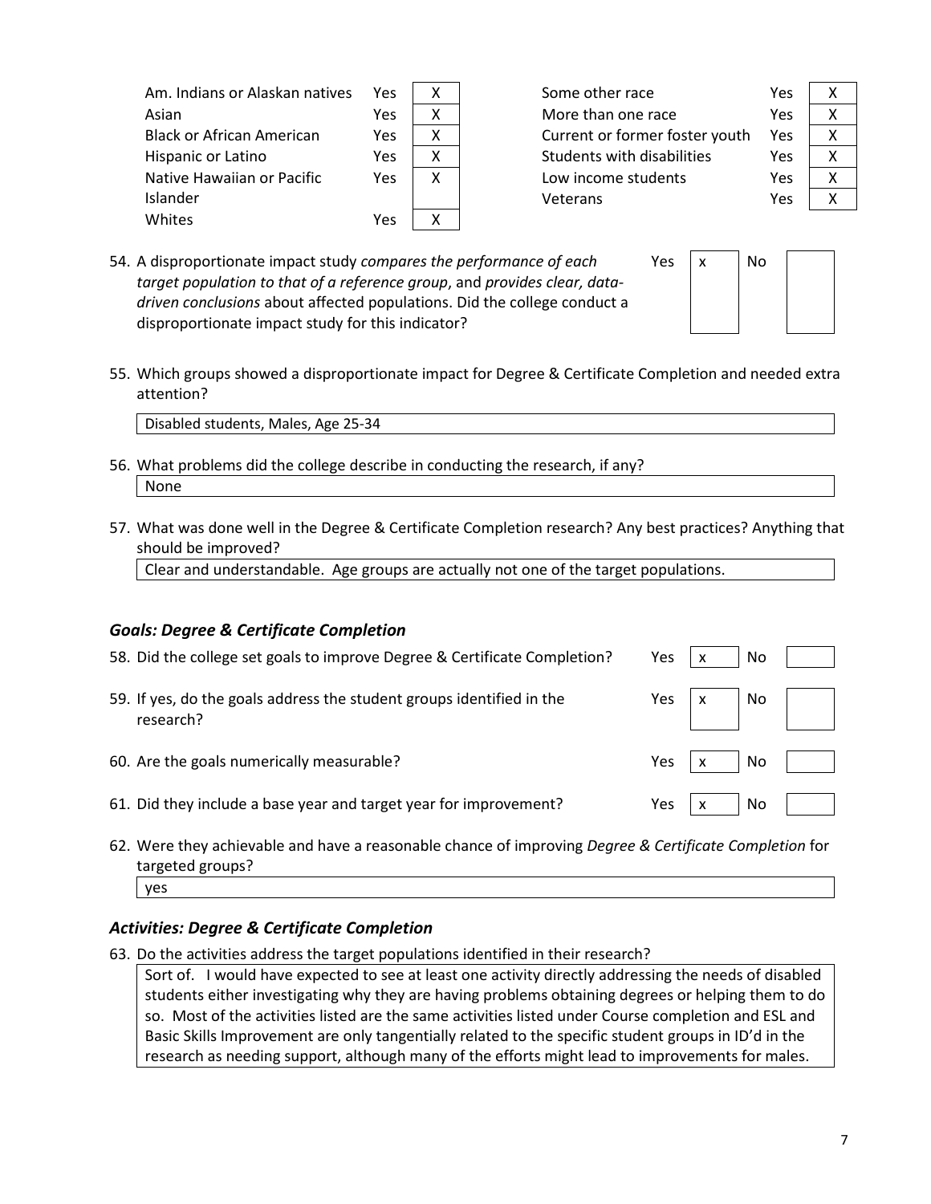| | | | | | |
|---|---|---|---|---|---|
| Am. Indians or Alaskan natives | Yes | X | Some other race | Yes | X |
| Asian | Yes | X | More than one race | Yes | X |
| Black or African American | Yes | X | Current or former foster youth | Yes | X |
| Hispanic or Latino | Yes | X | Students with disabilities | Yes | X |
| Native Hawaiian or Pacific Islander | Yes | X | Low income students | Yes | X |
| Whites | Yes | X | Veterans | Yes | X |

54. A disproportionate impact study *compares the performance of each target population to that of a reference group*, and *provides clear, data-driven conclusions* about affected populations. Did the college conduct a disproportionate impact study for this indicator?

| Yes | x | No | |
|---|---|---|---|

55. Which groups showed a disproportionate impact for Degree & Certificate Completion and needed extra attention?

Disabled students, Males, Age 25-34

56. What problems did the college describe in conducting the research, if any?

None

57. What was done well in the Degree & Certificate Completion research? Any best practices? Anything that should be improved?

Clear and understandable. Age groups are actually not one of the target populations.

### *Goals: Degree & Certificate Completion*

| | Yes | | No | |
|---|---|---|---|---|
| 58. Did the college set goals to improve Degree & Certificate Completion? | Yes | x | No | |
| 59. If yes, do the goals address the student groups identified in the research? | Yes | x | No | |
| 60. Are the goals numerically measurable? | Yes | x | No | |
| 61. Did they include a base year and target year for improvement? | Yes | x | No | |

62. Were they achievable and have a reasonable chance of improving *Degree & Certificate Completion* for targeted groups?

yes

### *Activities: Degree & Certificate Completion*

63. Do the activities address the target populations identified in their research?

Sort of. I would have expected to see at least one activity directly addressing the needs of disabled students either investigating why they are having problems obtaining degrees or helping them to do so. Most of the activities listed are the same activities listed under Course completion and ESL and Basic Skills Improvement are only tangentially related to the specific student groups in ID'd in the research as needing support, although many of the efforts might lead to improvements for males.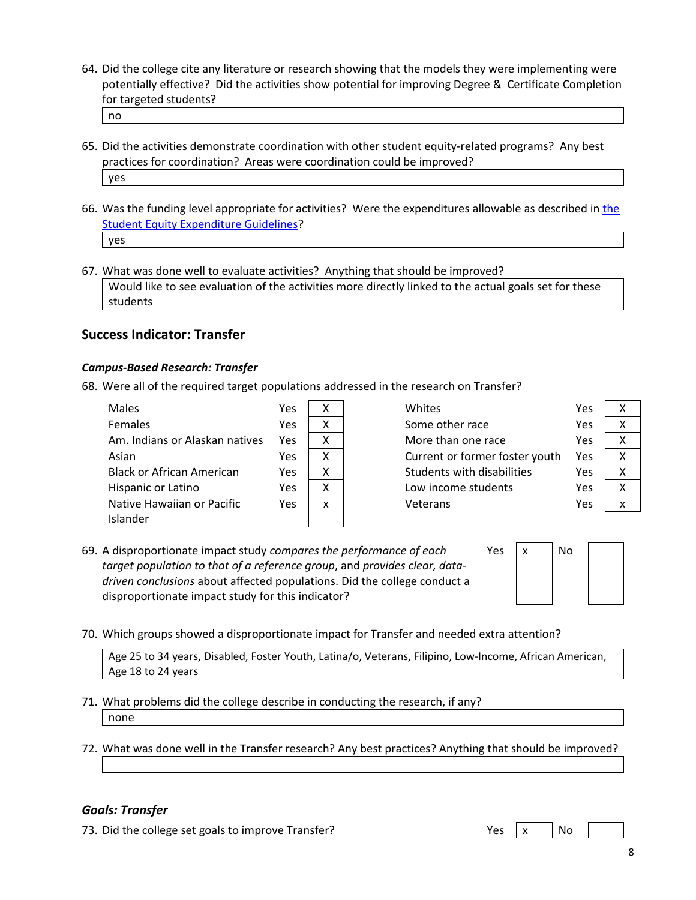64. Did the college cite any literature or research showing that the models they were implementing were potentially effective? Did the activities show potential for improving Degree & Certificate Completion for targeted students?

| no |
|---|

65. Did the activities demonstrate coordination with other student equity-related programs? Any best practices for coordination? Areas were coordination could be improved?

| yes |
|---|

66. Was the funding level appropriate for activities? Were the expenditures allowable as described in [the Student Equity Expenditure Guidelines]?

| yes |
|---|

67. What was done well to evaluate activities? Anything that should be improved?

| Would like to see evaluation of the activities more directly linked to the actual goals set for these students |
|---|

## Success Indicator: Transfer

### *Campus-Based Research: Transfer*

68. Were all of the required target populations addressed in the research on Transfer?

| | | | | | |
|---|---|---|---|---|---|
| Males | Yes | X | Whites | Yes | X |
| Females | Yes | X | Some other race | Yes | X |
| Am. Indians or Alaskan natives | Yes | X | More than one race | Yes | X |
| Asian | Yes | X | Current or former foster youth | Yes | X |
| Black or African American | Yes | X | Students with disabilities | Yes | X |
| Hispanic or Latino | Yes | X | Low income students | Yes | X |
| Native Hawaiian or Pacific Islander | Yes | x | Veterans | Yes | x |

69. A disproportionate impact study *compares the performance of each target population to that of a reference group*, and *provides clear, data-driven conclusions* about affected populations. Did the college conduct a disproportionate impact study for this indicator?

| Yes | x | No | |
|---|---|---|---|

70. Which groups showed a disproportionate impact for Transfer and needed extra attention?

| Age 25 to 34 years, Disabled, Foster Youth, Latina/o, Veterans, Filipino, Low-Income, African American, Age 18 to 24 years |
|---|

71. What problems did the college describe in conducting the research, if any?

| none |
|---|

72. What was done well in the Transfer research? Any best practices? Anything that should be improved?

| |
|---|

### *Goals: Transfer*

73. Did the college set goals to improve Transfer?

| Yes | x | No | |
|---|---|---|---|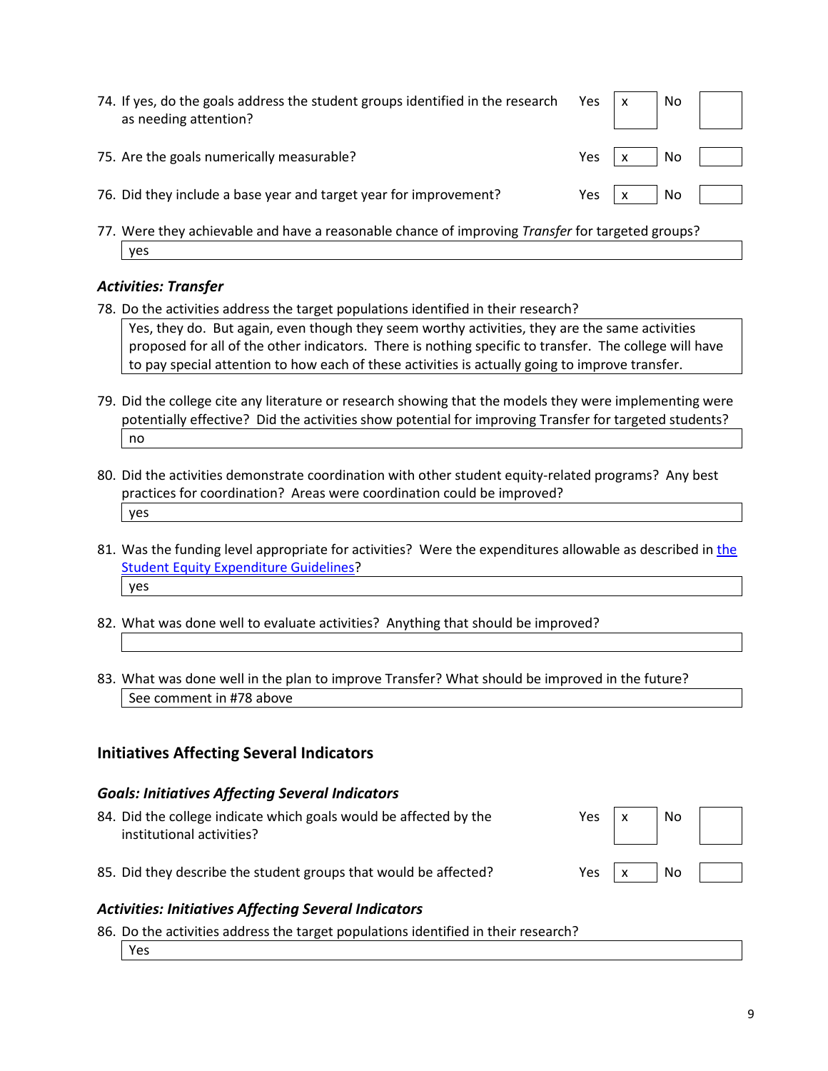74. If yes, do the goals address the student groups identified in the research as needing attention?

| | Yes | | No | |
|---|---|---|---|---|
| 74. If yes, do the goals address the student groups identified in the research as needing attention? | Yes | x | No | |
| 75. Are the goals numerically measurable? | Yes | x | No | |
| 76. Did they include a base year and target year for improvement? | Yes | x | No | |

77. Were they achievable and have a reasonable chance of improving *Transfer* for targeted groups?

yes

### *Activities: Transfer*

78. Do the activities address the target populations identified in their research?

Yes, they do. But again, even though they seem worthy activities, they are the same activities proposed for all of the other indicators. There is nothing specific to transfer. The college will have to pay special attention to how each of these activities is actually going to improve transfer.

79. Did the college cite any literature or research showing that the models they were implementing were potentially effective? Did the activities show potential for improving Transfer for targeted students?

no

80. Did the activities demonstrate coordination with other student equity-related programs? Any best practices for coordination? Areas were coordination could be improved?

yes

81. Was the funding level appropriate for activities? Were the expenditures allowable as described in the Student Equity Expenditure Guidelines?

yes

82. What was done well to evaluate activities? Anything that should be improved?

83. What was done well in the plan to improve Transfer? What should be improved in the future?

See comment in #78 above

## Initiatives Affecting Several Indicators

### *Goals: Initiatives Affecting Several Indicators*

| | Yes | | No | |
|---|---|---|---|---|
| 84. Did the college indicate which goals would be affected by the institutional activities? | Yes | x | No | |
| 85. Did they describe the student groups that would be affected? | Yes | x | No | |

### *Activities: Initiatives Affecting Several Indicators*

86. Do the activities address the target populations identified in their research?

Yes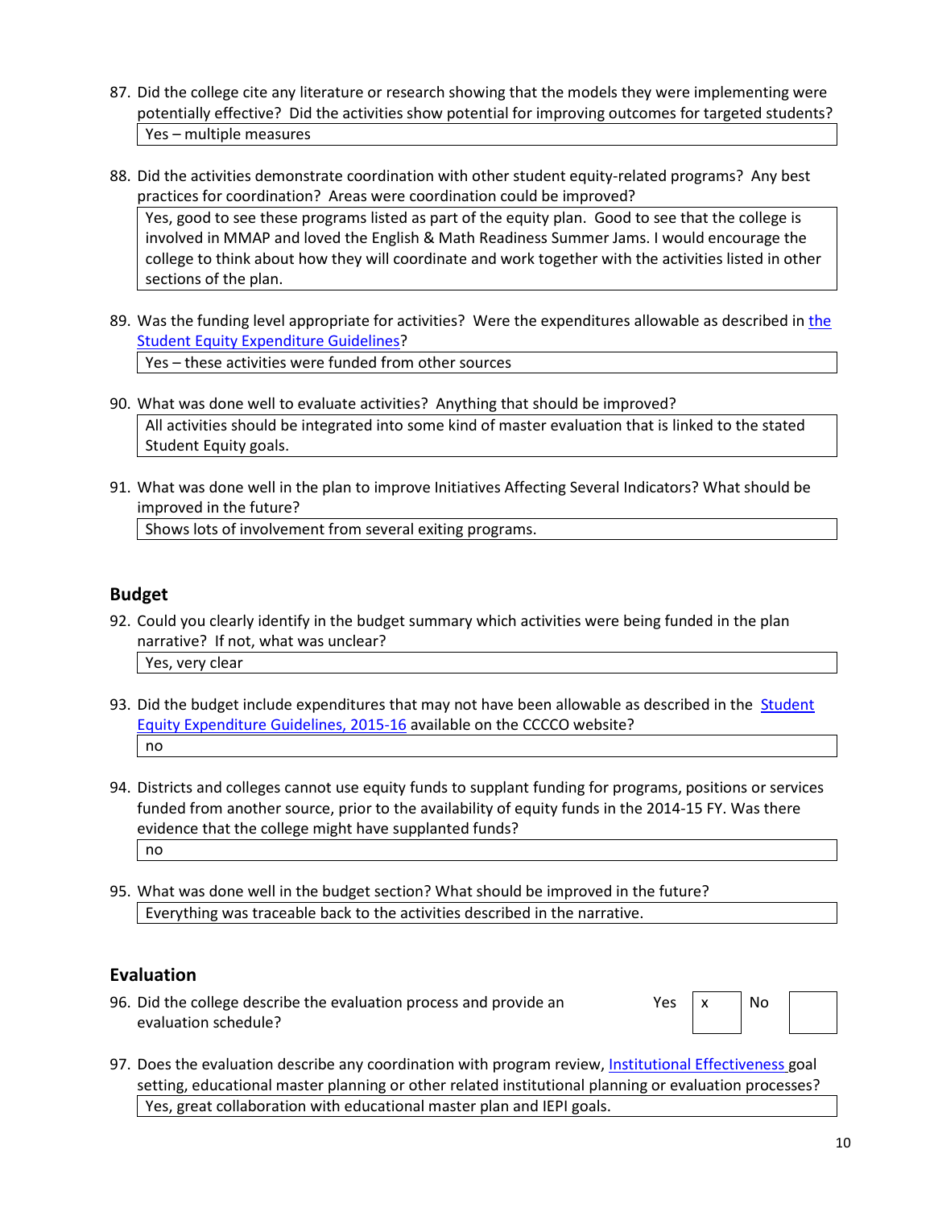87. Did the college cite any literature or research showing that the models they were implementing were potentially effective? Did the activities show potential for improving outcomes for targeted students?

| Yes – multiple measures |
|---|

88. Did the activities demonstrate coordination with other student equity-related programs? Any best practices for coordination? Areas were coordination could be improved?

| Yes, good to see these programs listed as part of the equity plan. Good to see that the college is involved in MMAP and loved the English & Math Readiness Summer Jams. I would encourage the college to think about how they will coordinate and work together with the activities listed in other sections of the plan. |
|---|

89. Was the funding level appropriate for activities? Were the expenditures allowable as described in the Student Equity Expenditure Guidelines?

| Yes – these activities were funded from other sources |
|---|

90. What was done well to evaluate activities? Anything that should be improved?

| All activities should be integrated into some kind of master evaluation that is linked to the stated Student Equity goals. |
|---|

91. What was done well in the plan to improve Initiatives Affecting Several Indicators? What should be improved in the future?

| Shows lots of involvement from several exiting programs. |
|---|

## Budget

92. Could you clearly identify in the budget summary which activities were being funded in the plan narrative? If not, what was unclear?

| Yes, very clear |
|---|

93. Did the budget include expenditures that may not have been allowable as described in the Student Equity Expenditure Guidelines, 2015-16 available on the CCCCO website?

| no |
|---|

94. Districts and colleges cannot use equity funds to supplant funding for programs, positions or services funded from another source, prior to the availability of equity funds in the 2014-15 FY. Was there evidence that the college might have supplanted funds?

| no |
|---|

95. What was done well in the budget section? What should be improved in the future?

| Everything was traceable back to the activities described in the narrative. |
|---|

## Evaluation

96. Did the college describe the evaluation process and provide an evaluation schedule?

| Yes | x | No | |
|---|---|---|---|

97. Does the evaluation describe any coordination with program review, Institutional Effectiveness goal setting, educational master planning or other related institutional planning or evaluation processes?

| Yes, great collaboration with educational master plan and IEPI goals. |
|---|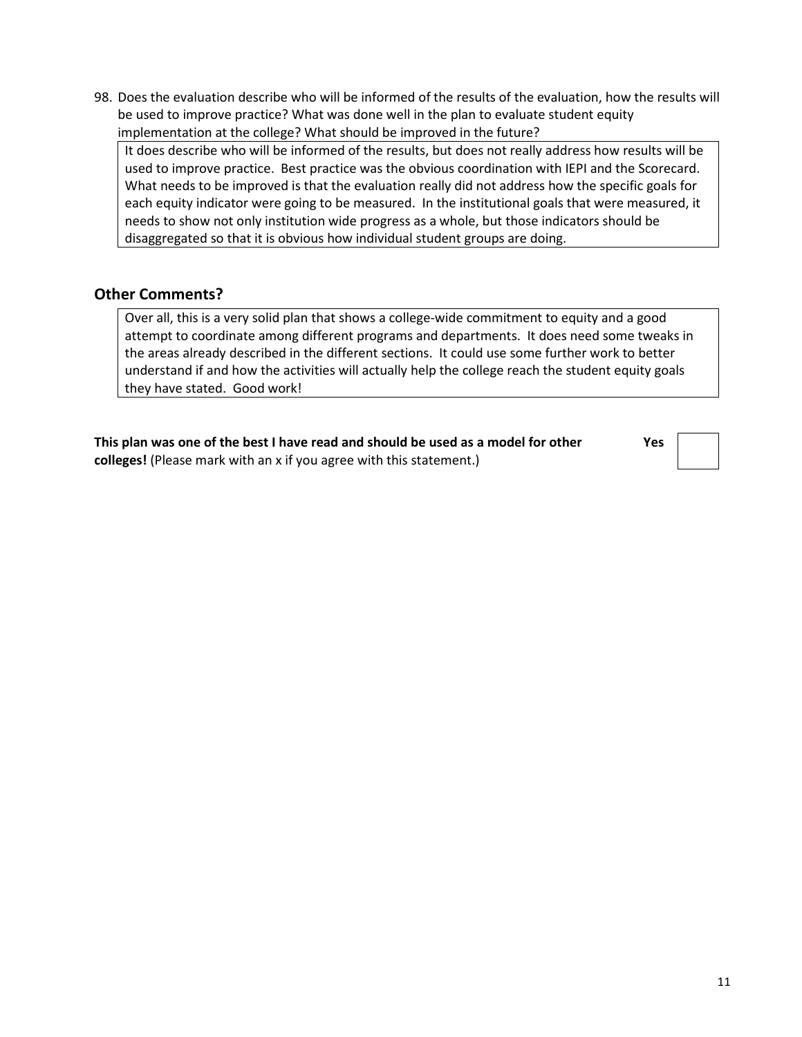98. Does the evaluation describe who will be informed of the results of the evaluation, how the results will be used to improve practice? What was done well in the plan to evaluate student equity implementation at the college? What should be improved in the future?

It does describe who will be informed of the results, but does not really address how results will be used to improve practice. Best practice was the obvious coordination with IEPI and the Scorecard. What needs to be improved is that the evaluation really did not address how the specific goals for each equity indicator were going to be measured. In the institutional goals that were measured, it needs to show not only institution wide progress as a whole, but those indicators should be disaggregated so that it is obvious how individual student groups are doing.

## Other Comments?

Over all, this is a very solid plan that shows a college-wide commitment to equity and a good attempt to coordinate among different programs and departments. It does need some tweaks in the areas already described in the different sections. It could use some further work to better understand if and how the activities will actually help the college reach the student equity goals they have stated. Good work!

**This plan was one of the best I have read and should be used as a model for other colleges!** (Please mark with an x if you agree with this statement.) **Yes** [ ]